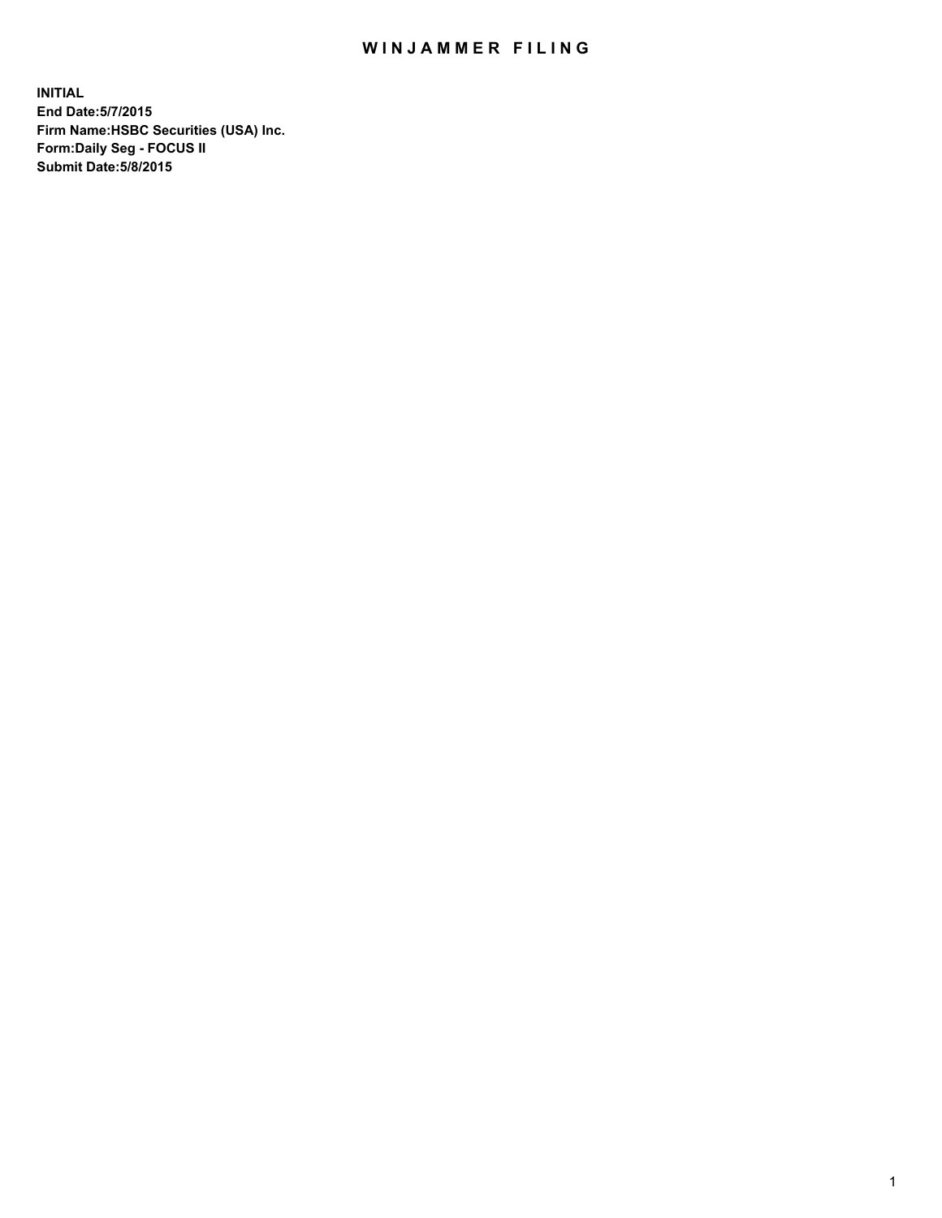# WINJAMMER FILING

**INITIAL**
**End Date:5/7/2015**
**Firm Name:HSBC Securities (USA) Inc.**
**Form:Daily Seg - FOCUS II**
**Submit Date:5/8/2015**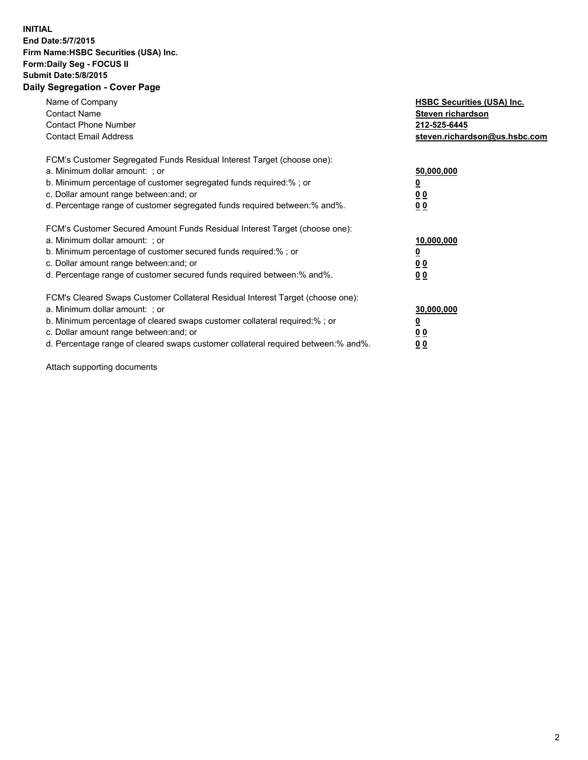**INITIAL**
**End Date:5/7/2015**
**Firm Name:HSBC Securities (USA) Inc.**
**Form:Daily Seg - FOCUS II**
**Submit Date:5/8/2015**

## Daily Segregation - Cover Page

| | |
|---|---|
| Name of Company | **HSBC Securities (USA) Inc.** |
| Contact Name | **Steven richardson** |
| Contact Phone Number | **212-525-6445** |
| Contact Email Address | **steven.richardson@us.hsbc.com** |

| | |
|---|---|
| FCM's Customer Segregated Funds Residual Interest Target (choose one): | |
| a. Minimum dollar amount: ; or | **50,000,000** |
| b. Minimum percentage of customer segregated funds required:% ; or | **0** |
| c. Dollar amount range between:and; or | **0 0** |
| d. Percentage range of customer segregated funds required between:% and%. | **0 0** |

| | |
|---|---|
| FCM's Customer Secured Amount Funds Residual Interest Target (choose one): | |
| a. Minimum dollar amount: ; or | **10,000,000** |
| b. Minimum percentage of customer secured funds required:% ; or | **0** |
| c. Dollar amount range between:and; or | **0 0** |
| d. Percentage range of customer secured funds required between:% and%. | **0 0** |

| | |
|---|---|
| FCM's Cleared Swaps Customer Collateral Residual Interest Target (choose one): | |
| a. Minimum dollar amount: ; or | **30,000,000** |
| b. Minimum percentage of cleared swaps customer collateral required:% ; or | **0** |
| c. Dollar amount range between:and; or | **0 0** |
| d. Percentage range of cleared swaps customer collateral required between:% and%. | **0 0** |

Attach supporting documents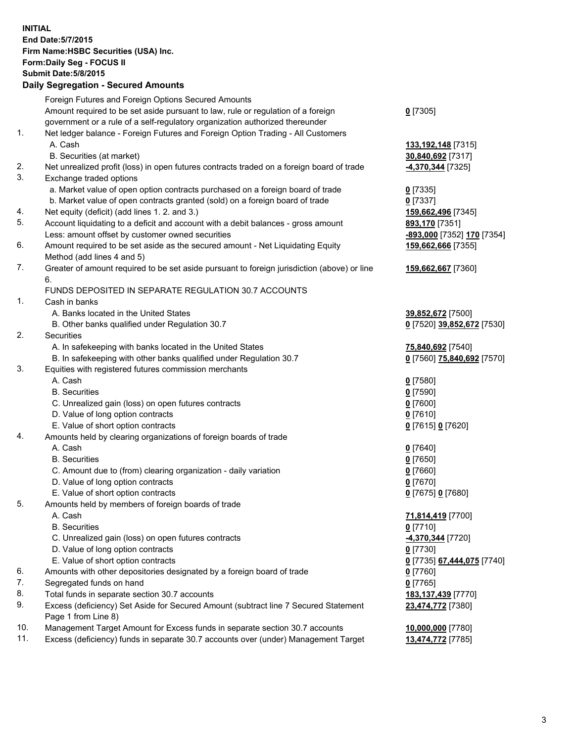**INITIAL**
**End Date:5/7/2015**
**Firm Name:HSBC Securities (USA) Inc.**
**Form:Daily Seg - FOCUS II**
**Submit Date:5/8/2015**

## Daily Segregation - Secured Amounts

| | | |
|---|---|---|
| | Foreign Futures and Foreign Options Secured Amounts | |
| | Amount required to be set aside pursuant to law, rule or regulation of a foreign government or a rule of a self-regulatory organization authorized thereunder | **0** [7305] |
| 1. | Net ledger balance - Foreign Futures and Foreign Option Trading - All Customers | |
| | A. Cash | **133,192,148** [7315] |
| | B. Securities (at market) | **30,840,692** [7317] |
| 2. | Net unrealized profit (loss) in open futures contracts traded on a foreign board of trade | **-4,370,344** [7325] |
| 3. | Exchange traded options | |
| | a. Market value of open option contracts purchased on a foreign board of trade | **0** [7335] |
| | b. Market value of open contracts granted (sold) on a foreign board of trade | **0** [7337] |
| 4. | Net equity (deficit) (add lines 1. 2. and 3.) | **159,662,496** [7345] |
| 5. | Account liquidating to a deficit and account with a debit balances - gross amount | **893,170** [7351] |
| | Less: amount offset by customer owned securities | **-893,000** [7352] **170** [7354] |
| 6. | Amount required to be set aside as the secured amount - Net Liquidating Equity Method (add lines 4 and 5) | **159,662,666** [7355] |
| 7. | Greater of amount required to be set aside pursuant to foreign jurisdiction (above) or line 6. | **159,662,667** [7360] |
| | FUNDS DEPOSITED IN SEPARATE REGULATION 30.7 ACCOUNTS | |
| 1. | Cash in banks | |
| | A. Banks located in the United States | **39,852,672** [7500] |
| | B. Other banks qualified under Regulation 30.7 | **0** [7520] **39,852,672** [7530] |
| 2. | Securities | |
| | A. In safekeeping with banks located in the United States | **75,840,692** [7540] |
| | B. In safekeeping with other banks qualified under Regulation 30.7 | **0** [7560] **75,840,692** [7570] |
| 3. | Equities with registered futures commission merchants | |
| | A. Cash | **0** [7580] |
| | B. Securities | **0** [7590] |
| | C. Unrealized gain (loss) on open futures contracts | **0** [7600] |
| | D. Value of long option contracts | **0** [7610] |
| | E. Value of short option contracts | **0** [7615] **0** [7620] |
| 4. | Amounts held by clearing organizations of foreign boards of trade | |
| | A. Cash | **0** [7640] |
| | B. Securities | **0** [7650] |
| | C. Amount due to (from) clearing organization - daily variation | **0** [7660] |
| | D. Value of long option contracts | **0** [7670] |
| | E. Value of short option contracts | **0** [7675] **0** [7680] |
| 5. | Amounts held by members of foreign boards of trade | |
| | A. Cash | **71,814,419** [7700] |
| | B. Securities | **0** [7710] |
| | C. Unrealized gain (loss) on open futures contracts | **-4,370,344** [7720] |
| | D. Value of long option contracts | **0** [7730] |
| | E. Value of short option contracts | **0** [7735] **67,444,075** [7740] |
| 6. | Amounts with other depositories designated by a foreign board of trade | **0** [7760] |
| 7. | Segregated funds on hand | **0** [7765] |
| 8. | Total funds in separate section 30.7 accounts | **183,137,439** [7770] |
| 9. | Excess (deficiency) Set Aside for Secured Amount (subtract line 7 Secured Statement Page 1 from Line 8) | **23,474,772** [7380] |
| 10. | Management Target Amount for Excess funds in separate section 30.7 accounts | **10,000,000** [7780] |
| 11. | Excess (deficiency) funds in separate 30.7 accounts over (under) Management Target | **13,474,772** [7785] |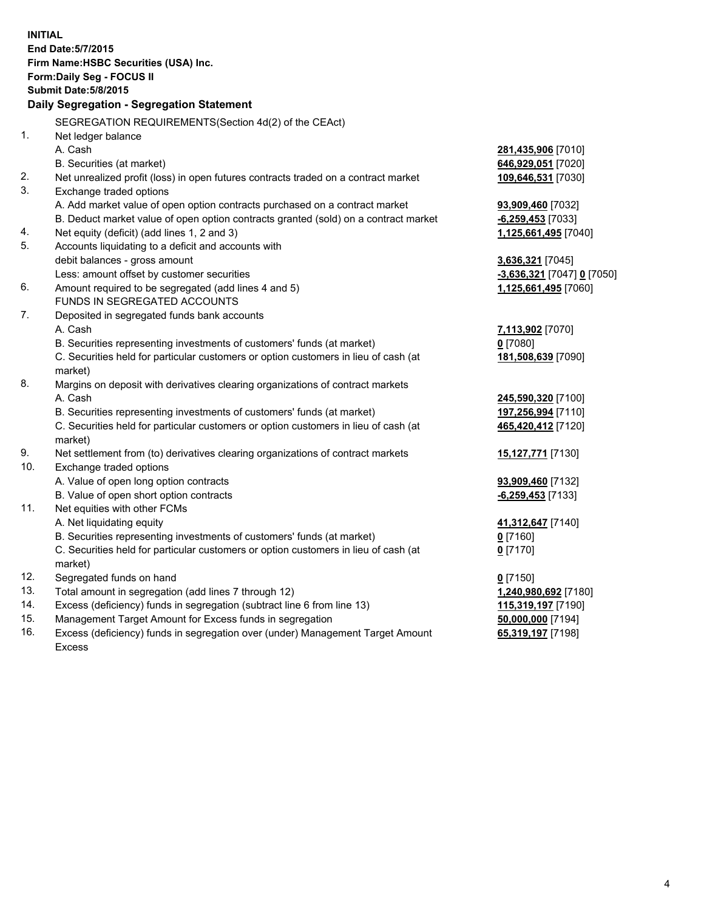**INITIAL**
**End Date:5/7/2015**
**Firm Name:HSBC Securities (USA) Inc.**
**Form:Daily Seg - FOCUS II**
**Submit Date:5/8/2015**

## Daily Segregation - Segregation Statement

SEGREGATION REQUIREMENTS(Section 4d(2) of the CEAct)

| | | |
|---|---|---|
| 1. | Net ledger balance | |
| | A. Cash | 281,435,906 [7010] |
| | B. Securities (at market) | 646,929,051 [7020] |
| 2. | Net unrealized profit (loss) in open futures contracts traded on a contract market | 109,646,531 [7030] |
| 3. | Exchange traded options | |
| | A. Add market value of open option contracts purchased on a contract market | 93,909,460 [7032] |
| | B. Deduct market value of open option contracts granted (sold) on a contract market | -6,259,453 [7033] |
| 4. | Net equity (deficit) (add lines 1, 2 and 3) | 1,125,661,495 [7040] |
| 5. | Accounts liquidating to a deficit and accounts with | |
| | debit balances - gross amount | 3,636,321 [7045] |
| | Less: amount offset by customer securities | -3,636,321 [7047] 0 [7050] |
| 6. | Amount required to be segregated (add lines 4 and 5) | 1,125,661,495 [7060] |
| | FUNDS IN SEGREGATED ACCOUNTS | |
| 7. | Deposited in segregated funds bank accounts | |
| | A. Cash | 7,113,902 [7070] |
| | B. Securities representing investments of customers' funds (at market) | 0 [7080] |
| | C. Securities held for particular customers or option customers in lieu of cash (at market) | 181,508,639 [7090] |
| 8. | Margins on deposit with derivatives clearing organizations of contract markets | |
| | A. Cash | 245,590,320 [7100] |
| | B. Securities representing investments of customers' funds (at market) | 197,256,994 [7110] |
| | C. Securities held for particular customers or option customers in lieu of cash (at market) | 465,420,412 [7120] |
| 9. | Net settlement from (to) derivatives clearing organizations of contract markets | 15,127,771 [7130] |
| 10. | Exchange traded options | |
| | A. Value of open long option contracts | 93,909,460 [7132] |
| | B. Value of open short option contracts | -6,259,453 [7133] |
| 11. | Net equities with other FCMs | |
| | A. Net liquidating equity | 41,312,647 [7140] |
| | B. Securities representing investments of customers' funds (at market) | 0 [7160] |
| | C. Securities held for particular customers or option customers in lieu of cash (at market) | 0 [7170] |
| 12. | Segregated funds on hand | 0 [7150] |
| 13. | Total amount in segregation (add lines 7 through 12) | 1,240,980,692 [7180] |
| 14. | Excess (deficiency) funds in segregation (subtract line 6 from line 13) | 115,319,197 [7190] |
| 15. | Management Target Amount for Excess funds in segregation | 50,000,000 [7194] |
| 16. | Excess (deficiency) funds in segregation over (under) Management Target Amount Excess | 65,319,197 [7198] |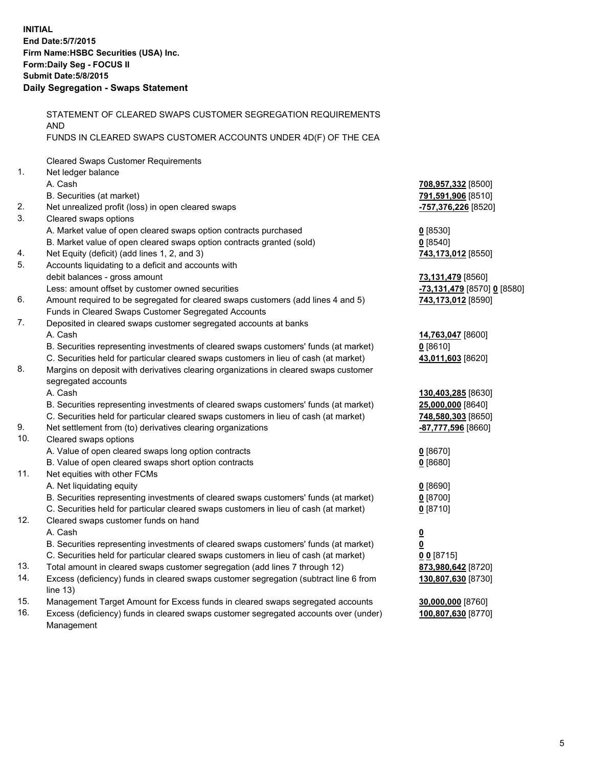**INITIAL**
**End Date:5/7/2015**
**Firm Name:HSBC Securities (USA) Inc.**
**Form:Daily Seg - FOCUS II**
**Submit Date:5/8/2015**
**Daily Segregation - Swaps Statement**

STATEMENT OF CLEARED SWAPS CUSTOMER SEGREGATION REQUIREMENTS AND FUNDS IN CLEARED SWAPS CUSTOMER ACCOUNTS UNDER 4D(F) OF THE CEA

| | | |
|---|---|---|
| | Cleared Swaps Customer Requirements | |
| 1. | Net ledger balance | |
| | A. Cash | **708,957,332** [8500] |
| | B. Securities (at market) | **791,591,906** [8510] |
| 2. | Net unrealized profit (loss) in open cleared swaps | **-757,376,226** [8520] |
| 3. | Cleared swaps options | |
| | A. Market value of open cleared swaps option contracts purchased | **0** [8530] |
| | B. Market value of open cleared swaps option contracts granted (sold) | **0** [8540] |
| 4. | Net Equity (deficit) (add lines 1, 2, and 3) | **743,173,012** [8550] |
| 5. | Accounts liquidating to a deficit and accounts with debit balances - gross amount | **73,131,479** [8560] |
| | Less: amount offset by customer owned securities | **-73,131,479** [8570] **0** [8580] |
| 6. | Amount required to be segregated for cleared swaps customers (add lines 4 and 5) | **743,173,012** [8590] |
| | Funds in Cleared Swaps Customer Segregated Accounts | |
| 7. | Deposited in cleared swaps customer segregated accounts at banks | |
| | A. Cash | **14,763,047** [8600] |
| | B. Securities representing investments of cleared swaps customers' funds (at market) | **0** [8610] |
| | C. Securities held for particular cleared swaps customers in lieu of cash (at market) | **43,011,603** [8620] |
| 8. | Margins on deposit with derivatives clearing organizations in cleared swaps customer segregated accounts | |
| | A. Cash | **130,403,285** [8630] |
| | B. Securities representing investments of cleared swaps customers' funds (at market) | **25,000,000** [8640] |
| | C. Securities held for particular cleared swaps customers in lieu of cash (at market) | **748,580,303** [8650] |
| 9. | Net settlement from (to) derivatives clearing organizations | **-87,777,596** [8660] |
| 10. | Cleared swaps options | |
| | A. Value of open cleared swaps long option contracts | **0** [8670] |
| | B. Value of open cleared swaps short option contracts | **0** [8680] |
| 11. | Net equities with other FCMs | |
| | A. Net liquidating equity | **0** [8690] |
| | B. Securities representing investments of cleared swaps customers' funds (at market) | **0** [8700] |
| | C. Securities held for particular cleared swaps customers in lieu of cash (at market) | **0** [8710] |
| 12. | Cleared swaps customer funds on hand | |
| | A. Cash | **0** |
| | B. Securities representing investments of cleared swaps customers' funds (at market) | **0** |
| | C. Securities held for particular cleared swaps customers in lieu of cash (at market) | **0** **0** [8715] |
| 13. | Total amount in cleared swaps customer segregation (add lines 7 through 12) | **873,980,642** [8720] |
| 14. | Excess (deficiency) funds in cleared swaps customer segregation (subtract line 6 from line 13) | **130,807,630** [8730] |
| 15. | Management Target Amount for Excess funds in cleared swaps segregated accounts | **30,000,000** [8760] |
| 16. | Excess (deficiency) funds in cleared swaps customer segregated accounts over (under) Management | **100,807,630** [8770] |